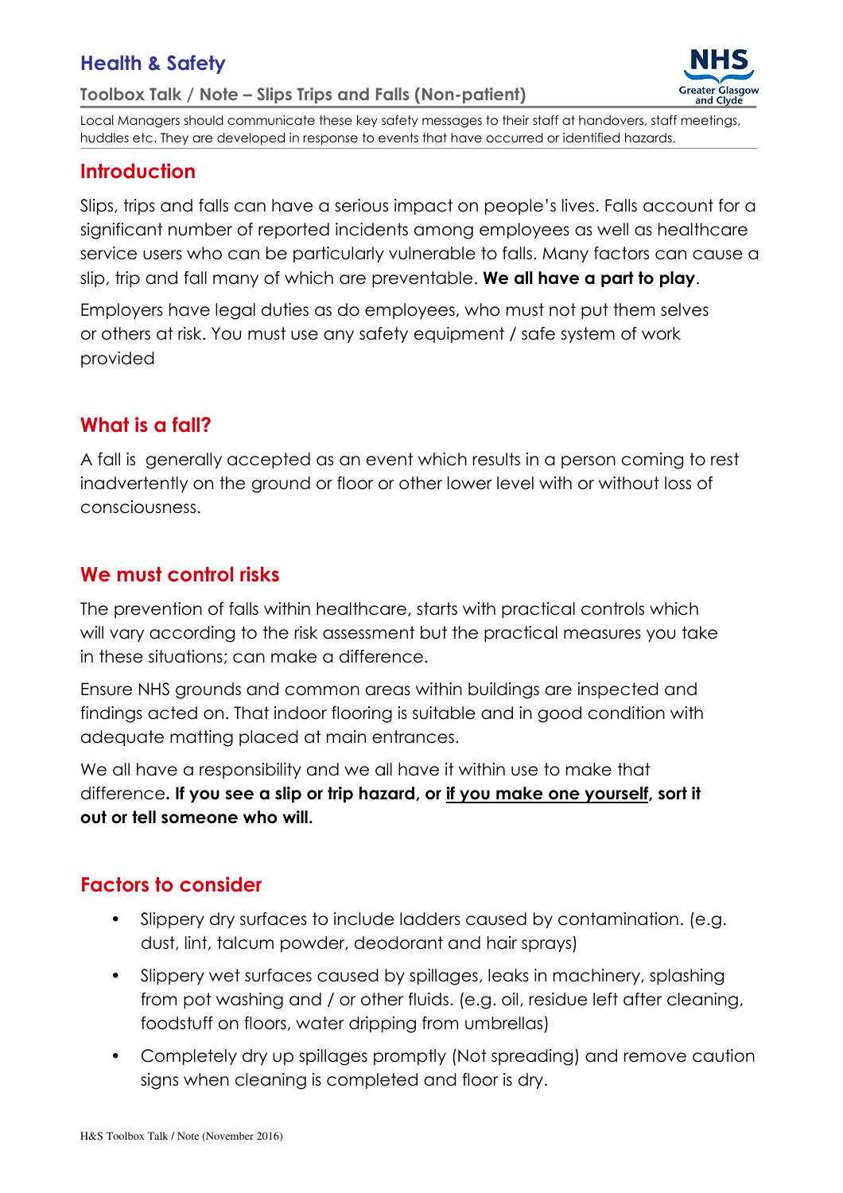# Health & Safety

## Toolbox Talk / Note – Slips Trips and Falls (Non-patient)

Local Managers should communicate these key safety messages to their staff at handovers, staff meetings, huddles etc. They are developed in response to events that have occurred or identified hazards.

## Introduction

Slips, trips and falls can have a serious impact on people's lives. Falls account for a significant number of reported incidents among employees as well as healthcare service users who can be particularly vulnerable to falls. Many factors can cause a slip, trip and fall many of which are preventable. **We all have a part to play**.

Employers have legal duties as do employees, who must not put them selves or others at risk. You must use any safety equipment / safe system of work provided

## What is a fall?

A fall is generally accepted as an event which results in a person coming to rest inadvertently on the ground or floor or other lower level with or without loss of consciousness.

## We must control risks

The prevention of falls within healthcare, starts with practical controls which will vary according to the risk assessment but the practical measures you take in these situations; can make a difference.

Ensure NHS grounds and common areas within buildings are inspected and findings acted on. That indoor flooring is suitable and in good condition with adequate matting placed at main entrances.

We all have a responsibility and we all have it within use to make that difference**. If you see a slip or trip hazard, or <u>if you make one yourself</u>, sort it out or tell someone who will.**

## Factors to consider

- Slippery dry surfaces to include ladders caused by contamination. (e.g. dust, lint, talcum powder, deodorant and hair sprays)
- Slippery wet surfaces caused by spillages, leaks in machinery, splashing from pot washing and / or other fluids. (e.g. oil, residue left after cleaning, foodstuff on floors, water dripping from umbrellas)
- Completely dry up spillages promptly (Not spreading) and remove caution signs when cleaning is completed and floor is dry.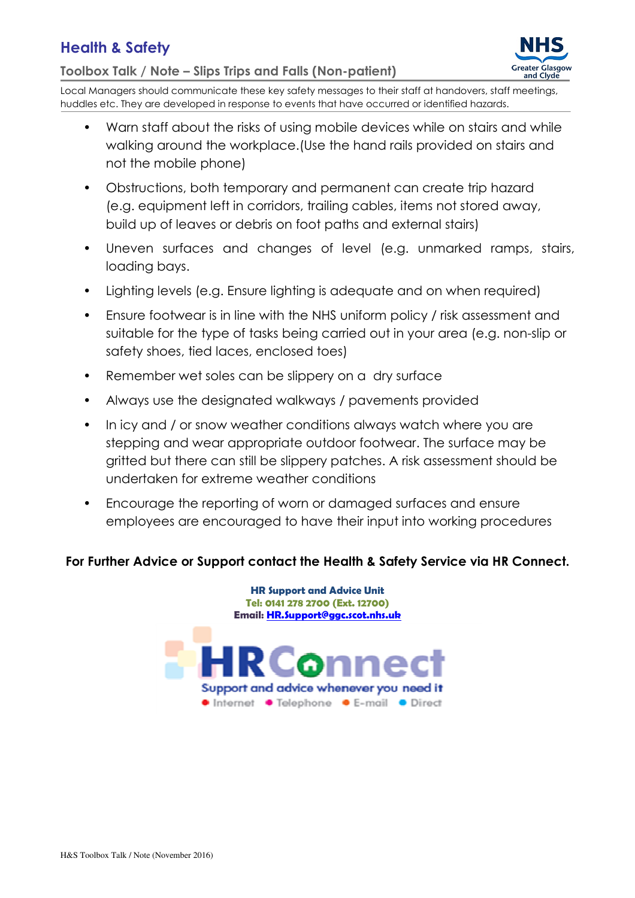# Health & Safety

## Toolbox Talk / Note – Slips Trips and Falls (Non-patient)

Local Managers should communicate these key safety messages to their staff at handovers, staff meetings, huddles etc. They are developed in response to events that have occurred or identified hazards.

- Warn staff about the risks of using mobile devices while on stairs and while walking around the workplace.(Use the hand rails provided on stairs and not the mobile phone)
- Obstructions, both temporary and permanent can create trip hazard (e.g. equipment left in corridors, trailing cables, items not stored away, build up of leaves or debris on foot paths and external stairs)
- Uneven surfaces and changes of level (e.g. unmarked ramps, stairs, loading bays.
- Lighting levels (e.g. Ensure lighting is adequate and on when required)
- Ensure footwear is in line with the NHS uniform policy / risk assessment and suitable for the type of tasks being carried out in your area (e.g. non-slip or safety shoes, tied laces, enclosed toes)
- Remember wet soles can be slippery on a dry surface
- Always use the designated walkways / pavements provided
- In icy and / or snow weather conditions always watch where you are stepping and wear appropriate outdoor footwear. The surface may be gritted but there can still be slippery patches. A risk assessment should be undertaken for extreme weather conditions
- Encourage the reporting of worn or damaged surfaces and ensure employees are encouraged to have their input into working procedures

**For Further Advice or Support contact the Health & Safety Service via HR Connect.**

**HR Support and Advice Unit**
**Tel: 0141 278 2700 (Ext. 12700)**
**Email: HR.Support@ggc.scot.nhs.uk**

HRConnect
Support and advice whenever you need it
• Internet • Telephone • E-mail • Direct

H&S Toolbox Talk / Note (November 2016)